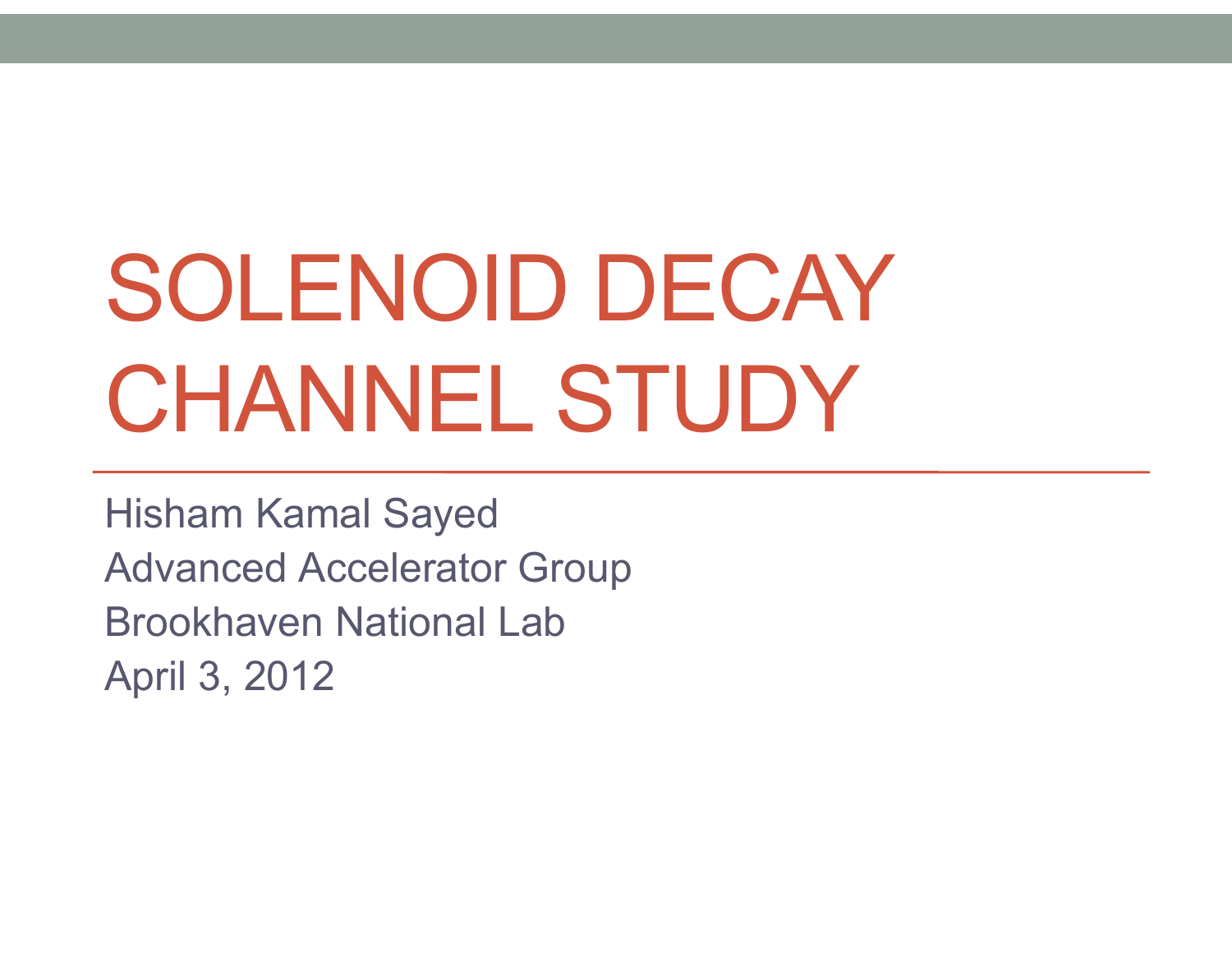# SOLENOID DECAY CHANNEL STUDY

Hisham Kamal Sayed

Advanced Accelerator Group

Brookhaven National Lab

April 3, 2012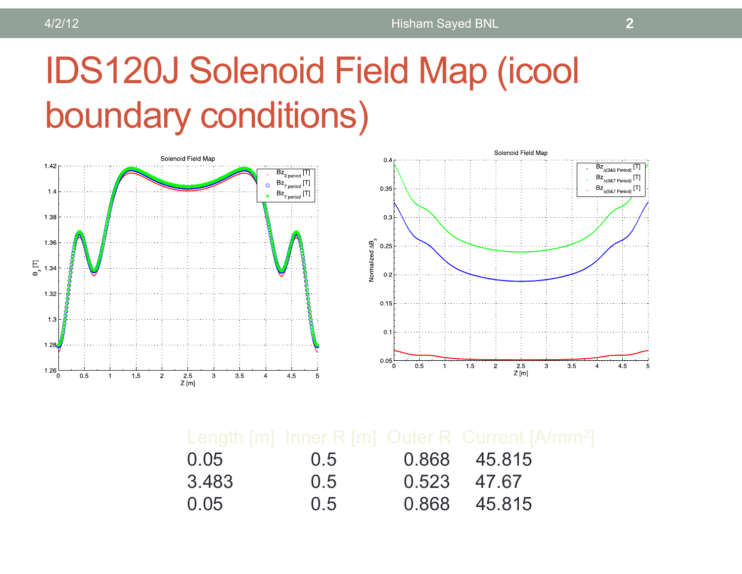# IDS120J Solenoid Field Map (icool boundary conditions)

| Length [m] | Inner R [m] | Outer R | Current [A/mm$^2$] |
|---|---|---|---|
| 0.05 | 0.5 | 0.868 | 45.815 |
| 3.483 | 0.5 | 0.523 | 47.67 |
| 0.05 | 0.5 | 0.868 | 45.815 |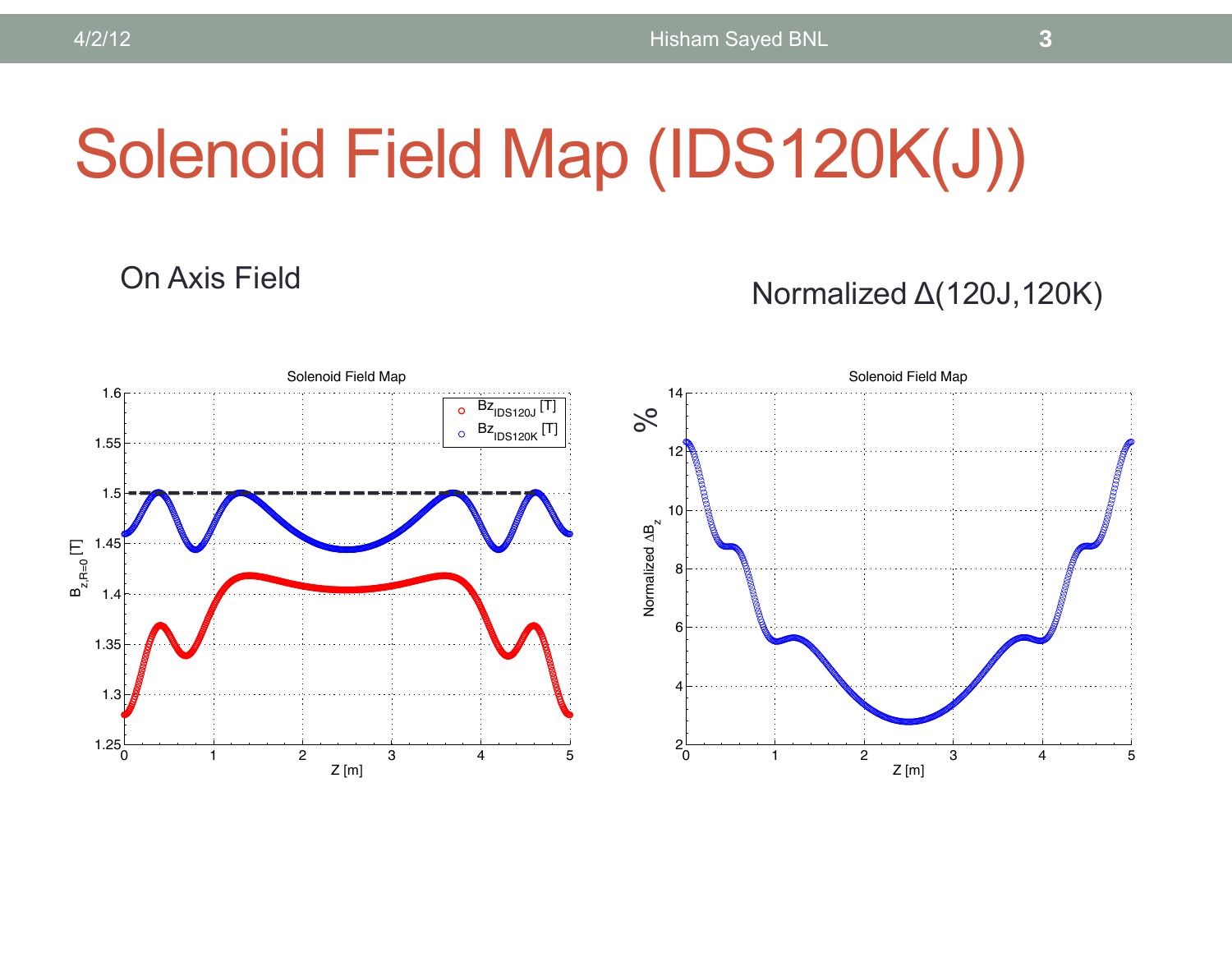# Solenoid Field Map (IDS120K(J))

On Axis Field

Normalized Δ(120J,120K)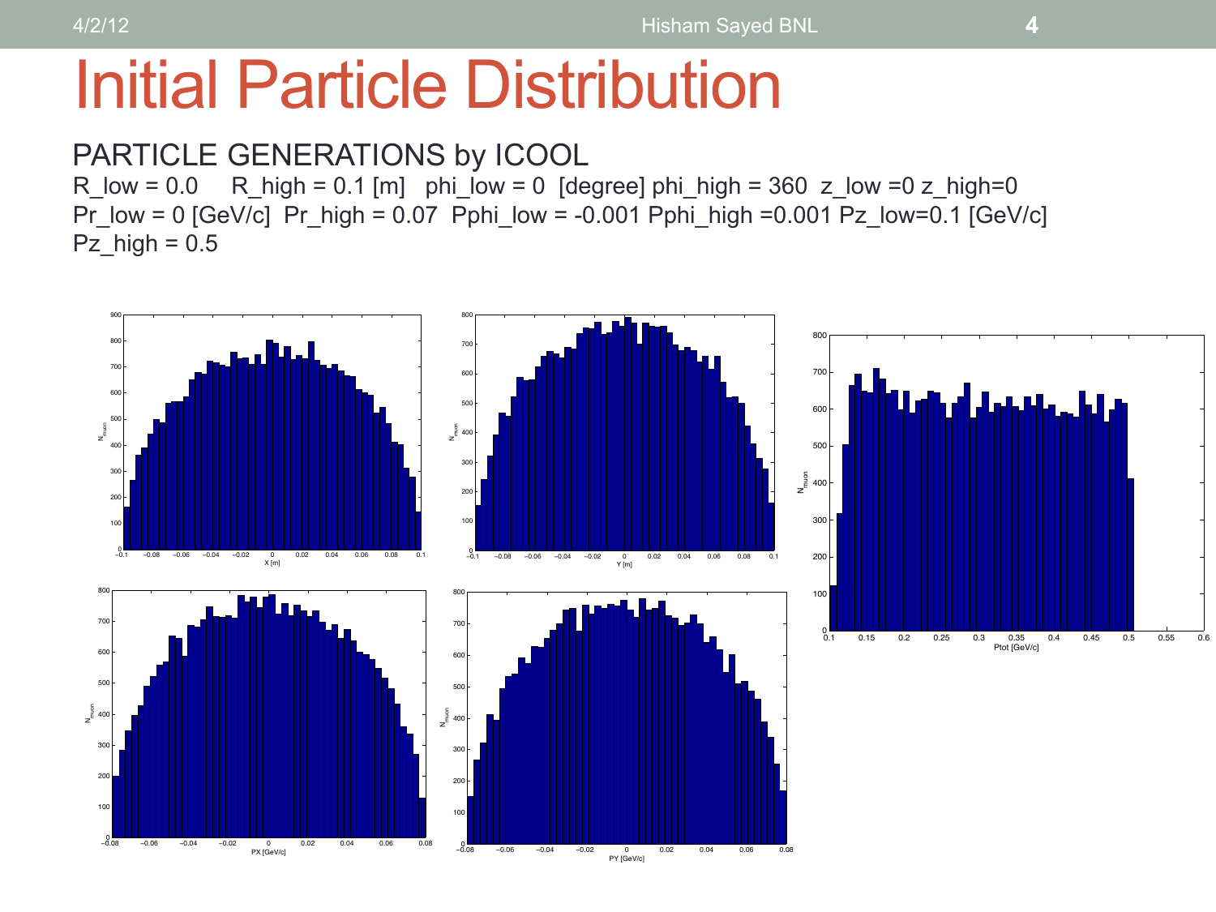# Initial Particle Distribution

PARTICLE GENERATIONS by ICOOL

R_low = 0.0  R_high = 0.1 [m]  phi_low = 0 [degree] phi_high = 360 z_low =0 z_high=0

Pr_low = 0 [GeV/c] Pr_high = 0.07 Pphi_low = -0.001 Pphi_high =0.001 Pz_low=0.1 [GeV/c]

Pz_high = 0.5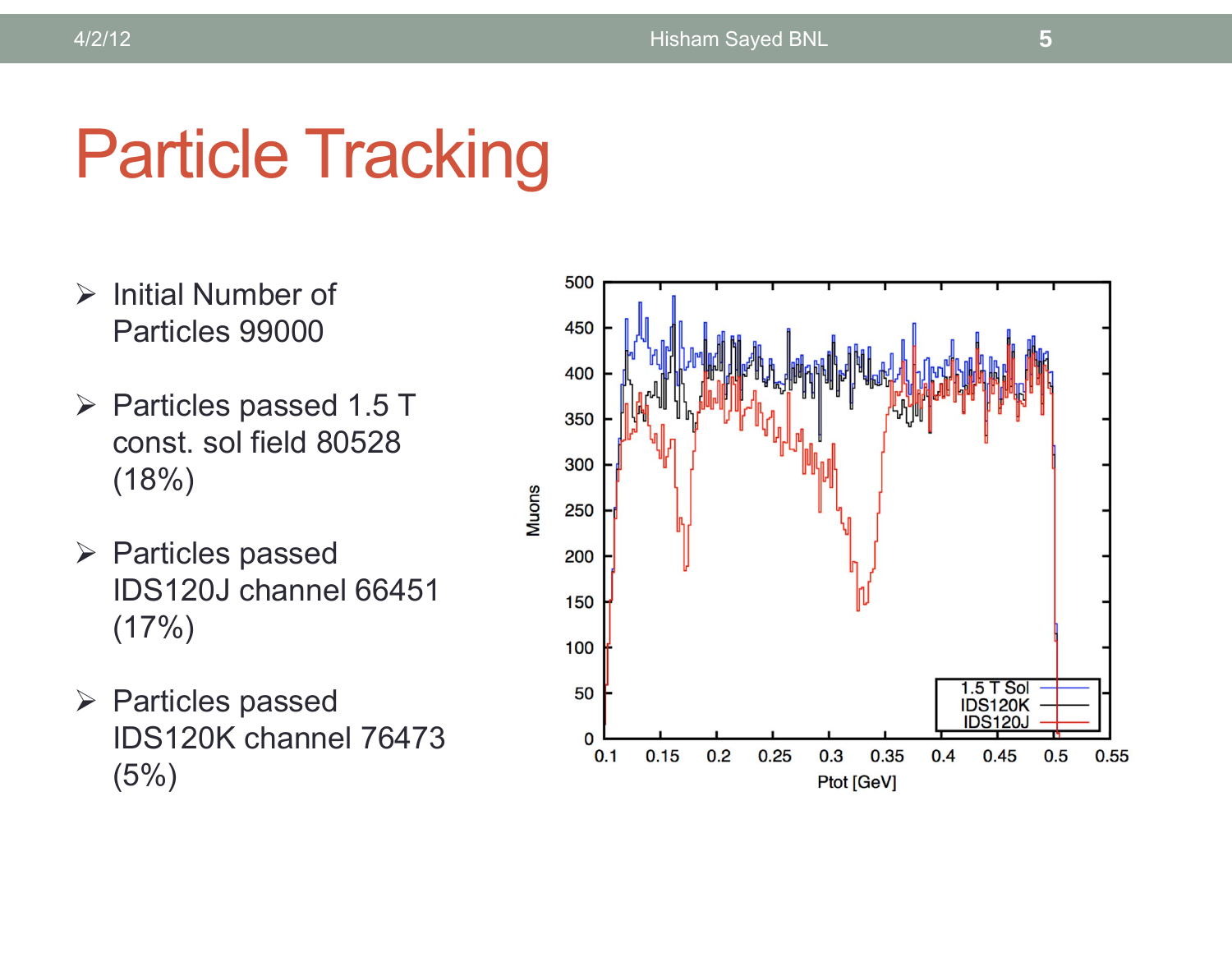# Particle Tracking

- Initial Number of Particles 99000
- Particles passed 1.5 T const. sol field 80528 (18%)
- Particles passed IDS120J channel 66451 (17%)
- Particles passed IDS120K channel 76473 (5%)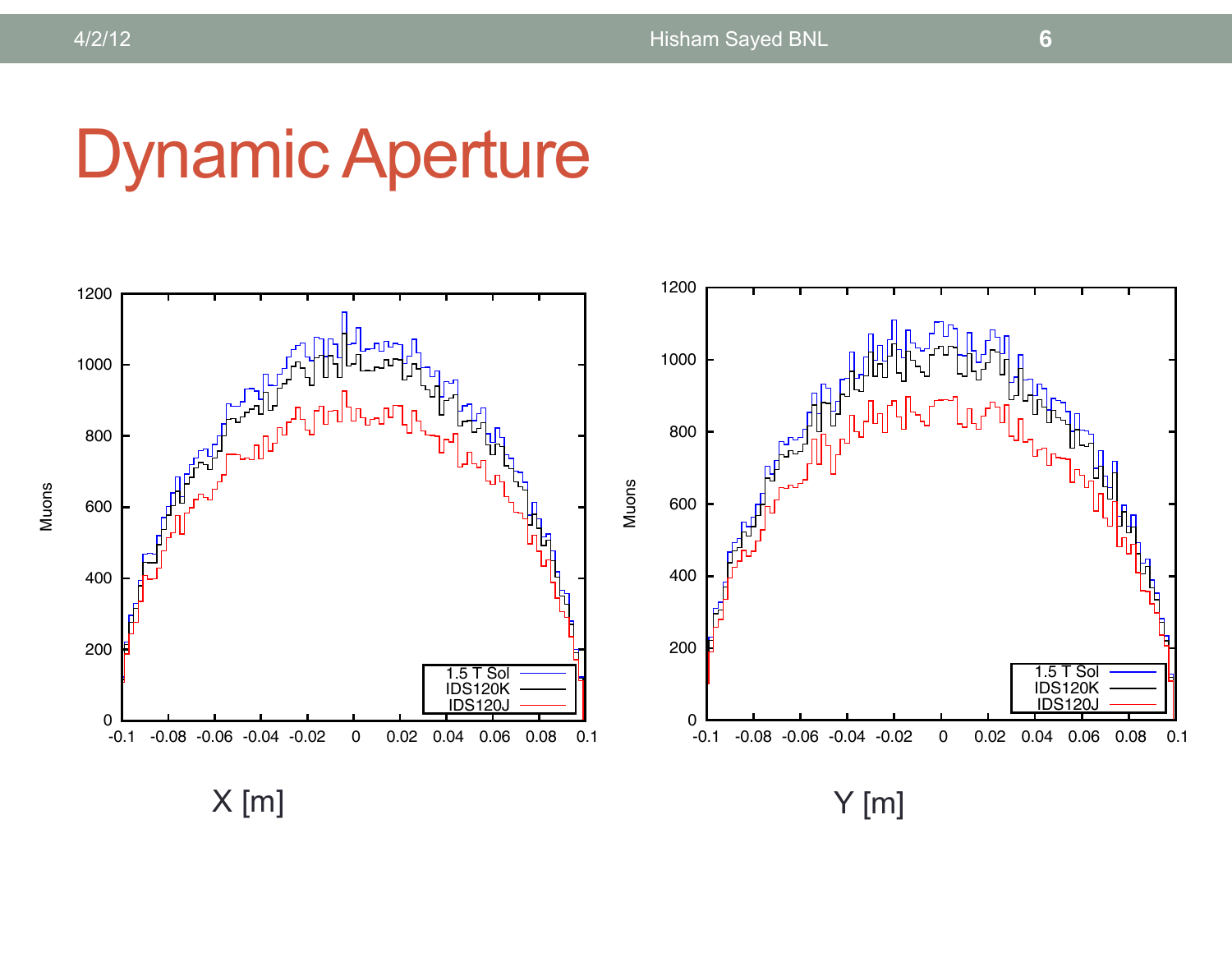# Dynamic Aperture

X [m]

Y [m]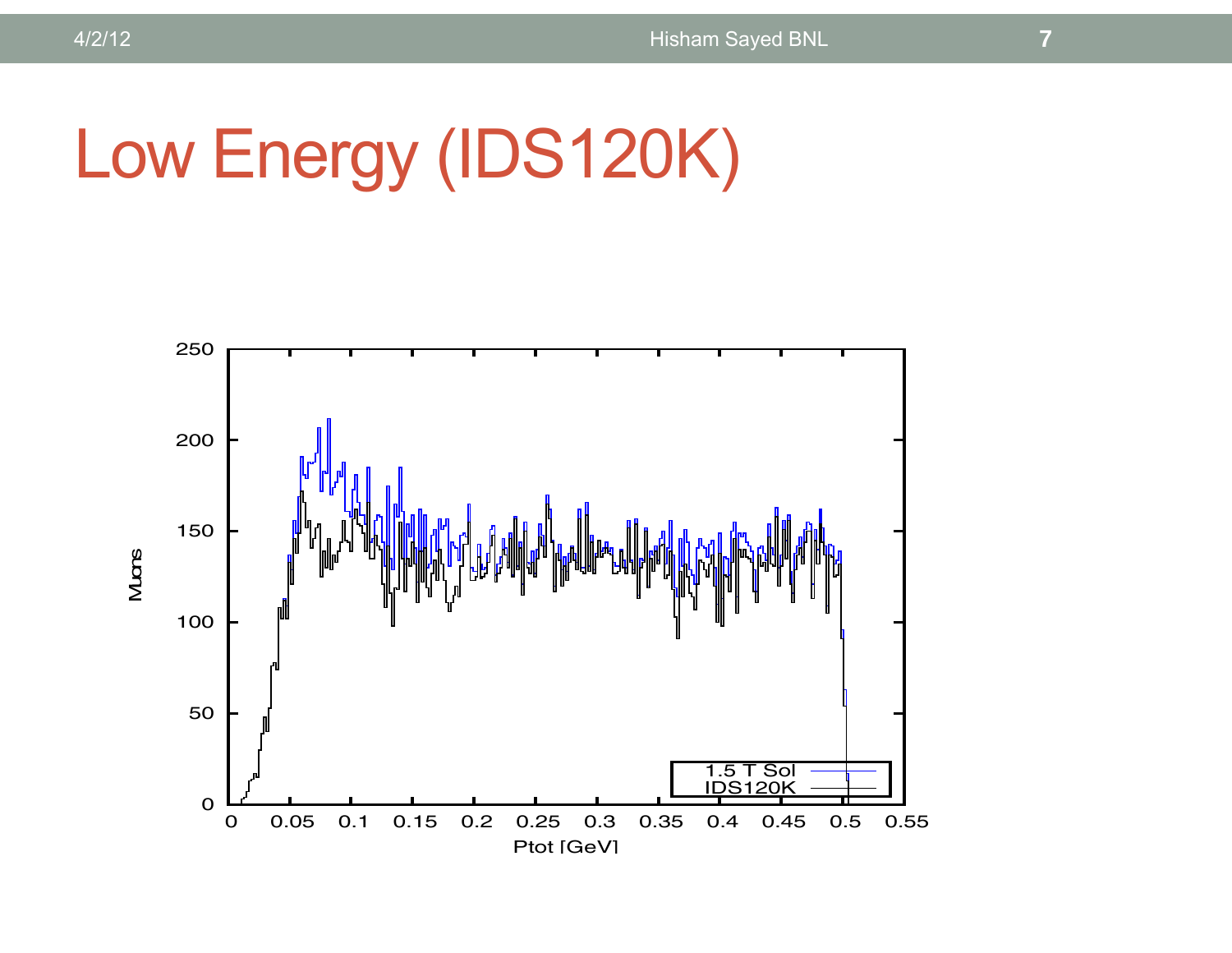# Low Energy (IDS120K)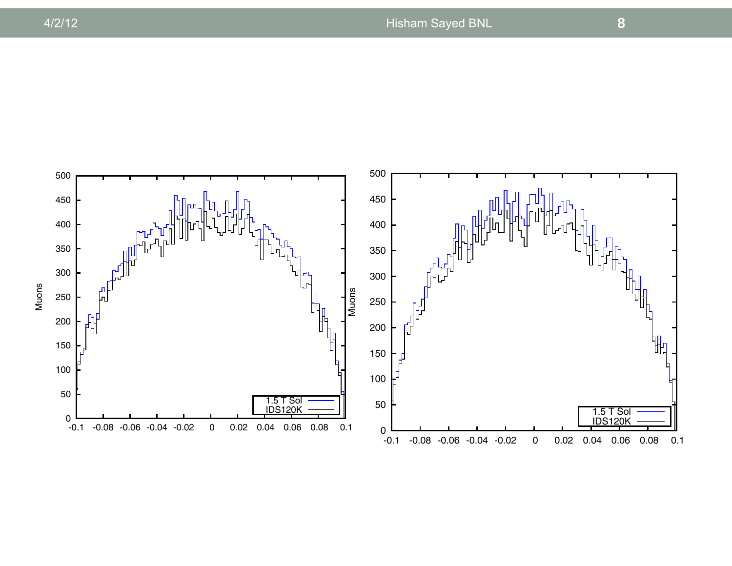Muons

500
450
400
350
300
250
200
150
100
50
0

-0.1 -0.08 -0.06 -0.04 -0.02 0 0.02 0.04 0.06 0.08 0.1

1.5 T Sol
IDS120K

Muons

500
450
400
350
300
250
200
150
100
50
0

-0.1 -0.08 -0.06 -0.04 -0.02 0 0.02 0.04 0.06 0.08 0.1

1.5 T Sol
IDS120K